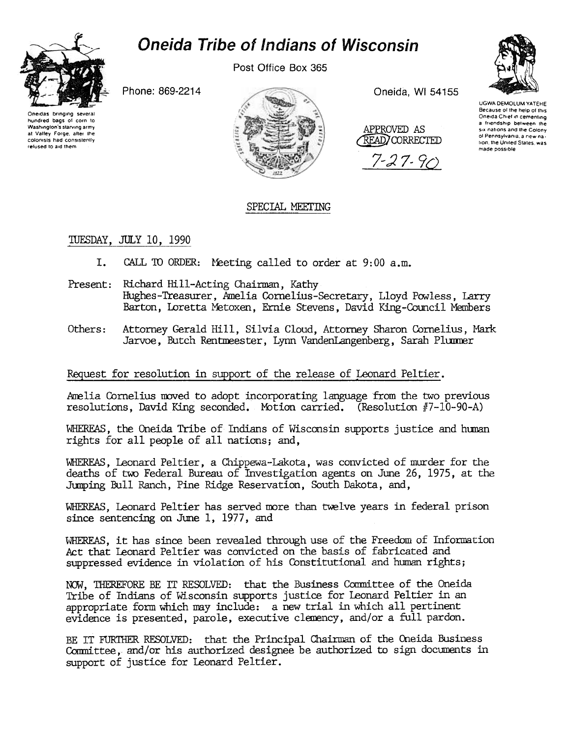# Oneida Tribe of Indians of Wisconsin

Post Office Box 365

Phone: 869-2214

Oneida, WI 54155

Oneidas bringing several hundred bags of corn to Washington's starving army at Valley Forge, after the colonists had consistently refused to aid them

UGWA DEMOLUM YATEHE
Because of the help of this Oneida Chief in cementing a friendship between the six nations and the Colony of Pennsylvania, a new nation, the United States, was made possible

APPROVED AS READ/CORRECTED
7-27-90

## SPECIAL MEETING

TUESDAY, JULY 10, 1990

I. CALL TO ORDER: Meeting called to order at 9:00 a.m.

Present: Richard Hill-Acting Chairman, Kathy Hughes-Treasurer, Amelia Cornelius-Secretary, Lloyd Powless, Larry Barton, Loretta Metoxen, Ernie Stevens, David King-Council Members

Others: Attorney Gerald Hill, Silvia Cloud, Attorney Sharon Cornelius, Mark Jarvoe, Butch Rentmeester, Lynn VandenLangenberg, Sarah Plummer

Request for resolution in support of the release of Leonard Peltier.

Amelia Cornelius moved to adopt incorporating language from the two previous resolutions, David King seconded. Motion carried. (Resolution #7-10-90-A)

WHEREAS, the Oneida Tribe of Indians of Wisconsin supports justice and human rights for all people of all nations; and,

WHEREAS, Leonard Peltier, a Chippewa-Lakota, was convicted of murder for the deaths of two Federal Bureau of Investigation agents on June 26, 1975, at the Jumping Bull Ranch, Pine Ridge Reservation, South Dakota, and,

WHEREAS, Leonard Peltier has served more than twelve years in federal prison since sentencing on June 1, 1977, and

WHEREAS, it has since been revealed through use of the Freedom of Information Act that Leonard Peltier was convicted on the basis of fabricated and suppressed evidence in violation of his Constitutional and human rights;

NOW, THEREFORE BE IT RESOLVED: that the Business Committee of the Oneida Tribe of Indians of Wisconsin supports justice for Leonard Peltier in an appropriate form which may include: a new trial in which all pertinent evidence is presented, parole, executive clemency, and/or a full pardon.

BE IT FURTHER RESOLVED: that the Principal Chairman of the Oneida Business Committee, and/or his authorized designee be authorized to sign documents in support of justice for Leonard Peltier.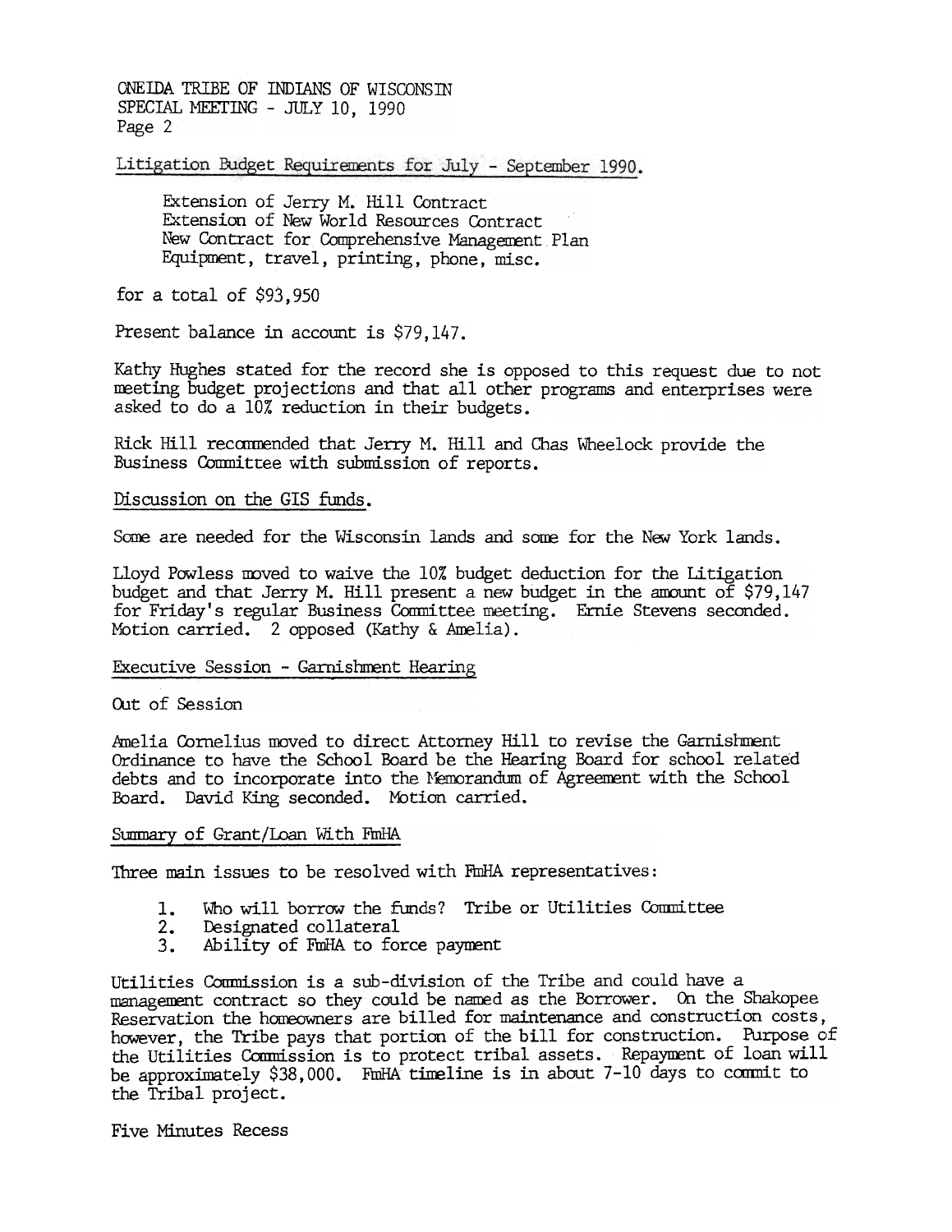Litigation Budget Requirements for July - September 1990.

Extension of Jerry M. Hill Contract
Extension of New World Resources Contract
New Contract for Comprehensive Management Plan
Equipment, travel, printing, phone, misc.

for a total of $93,950

Present balance in account is $79,147.

Kathy Hughes stated for the record she is opposed to this request due to not meeting budget projections and that all other programs and enterprises were asked to do a 10% reduction in their budgets.

Rick Hill recommended that Jerry M. Hill and Chas Wheelock provide the Business Committee with submission of reports.

Discussion on the GIS funds.

Some are needed for the Wisconsin lands and some for the New York lands.

Lloyd Powless moved to waive the 10% budget deduction for the Litigation budget and that Jerry M. Hill present a new budget in the amount of $79,147 for Friday's regular Business Committee meeting. Ernie Stevens seconded. Motion carried. 2 opposed (Kathy & Amelia).

Executive Session - Garnishment Hearing

Out of Session

Amelia Cornelius moved to direct Attorney Hill to revise the Garnishment Ordinance to have the School Board be the Hearing Board for school related debts and to incorporate into the Memorandum of Agreement with the School Board. David King seconded. Motion carried.

Summary of Grant/Loan With FmHA

Three main issues to be resolved with FmHA representatives:

1. Who will borrow the funds? Tribe or Utilities Committee
2. Designated collateral
3. Ability of FmHA to force payment

Utilities Commission is a sub-division of the Tribe and could have a management contract so they could be named as the Borrower. On the Shakopee Reservation the homeowners are billed for maintenance and construction costs, however, the Tribe pays that portion of the bill for construction. Purpose of the Utilities Commission is to protect tribal assets. Repayment of loan will be approximately $38,000. FmHA timeline is in about 7-10 days to commit to the Tribal project.

Five Minutes Recess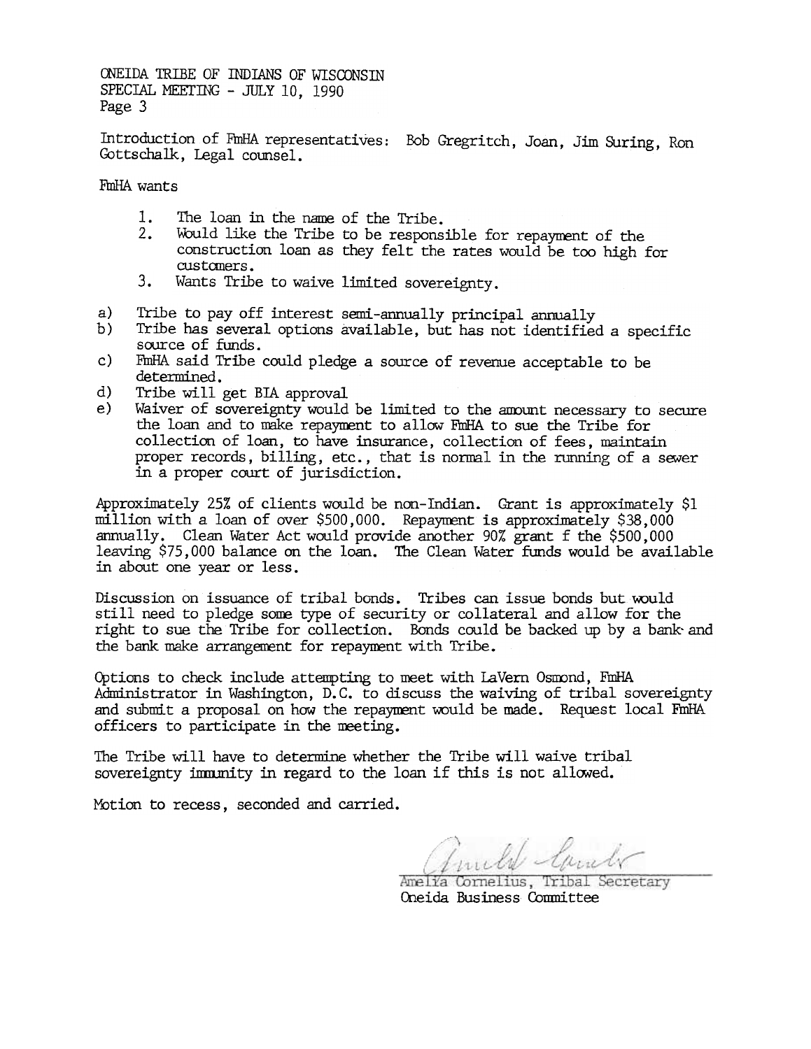Introduction of FmHA representatives: Bob Gregritch, Joan, Jim Suring, Ron Gottschalk, Legal counsel.

FmHA wants

1. The loan in the name of the Tribe.
2. Would like the Tribe to be responsible for repayment of the construction loan as they felt the rates would be too high for customers.
3. Wants Tribe to waive limited sovereignty.

a) Tribe to pay off interest semi-annually principal annually
b) Tribe has several options available, but has not identified a specific source of funds.
c) FmHA said Tribe could pledge a source of revenue acceptable to be determined.
d) Tribe will get BIA approval
e) Waiver of sovereignty would be limited to the amount necessary to secure the loan and to make repayment to allow FmHA to sue the Tribe for collection of loan, to have insurance, collection of fees, maintain proper records, billing, etc., that is normal in the running of a sewer in a proper court of jurisdiction.

Approximately 25% of clients would be non-Indian. Grant is approximately $1 million with a loan of over $500,000. Repayment is approximately $38,000 annually. Clean Water Act would provide another 90% grant f the $500,000 leaving $75,000 balance on the loan. The Clean Water funds would be available in about one year or less.

Discussion on issuance of tribal bonds. Tribes can issue bonds but would still need to pledge some type of security or collateral and allow for the right to sue the Tribe for collection. Bonds could be backed up by a bank and the bank make arrangement for repayment with Tribe.

Options to check include attempting to meet with LaVern Osmond, FmHA Administrator in Washington, D.C. to discuss the waiving of tribal sovereignty and submit a proposal on how the repayment would be made. Request local FmHA officers to participate in the meeting.

The Tribe will have to determine whether the Tribe will waive tribal sovereignty immunity in regard to the loan if this is not allowed.

Motion to recess, seconded and carried.

Amelia Cornelius, Tribal Secretary
Oneida Business Committee